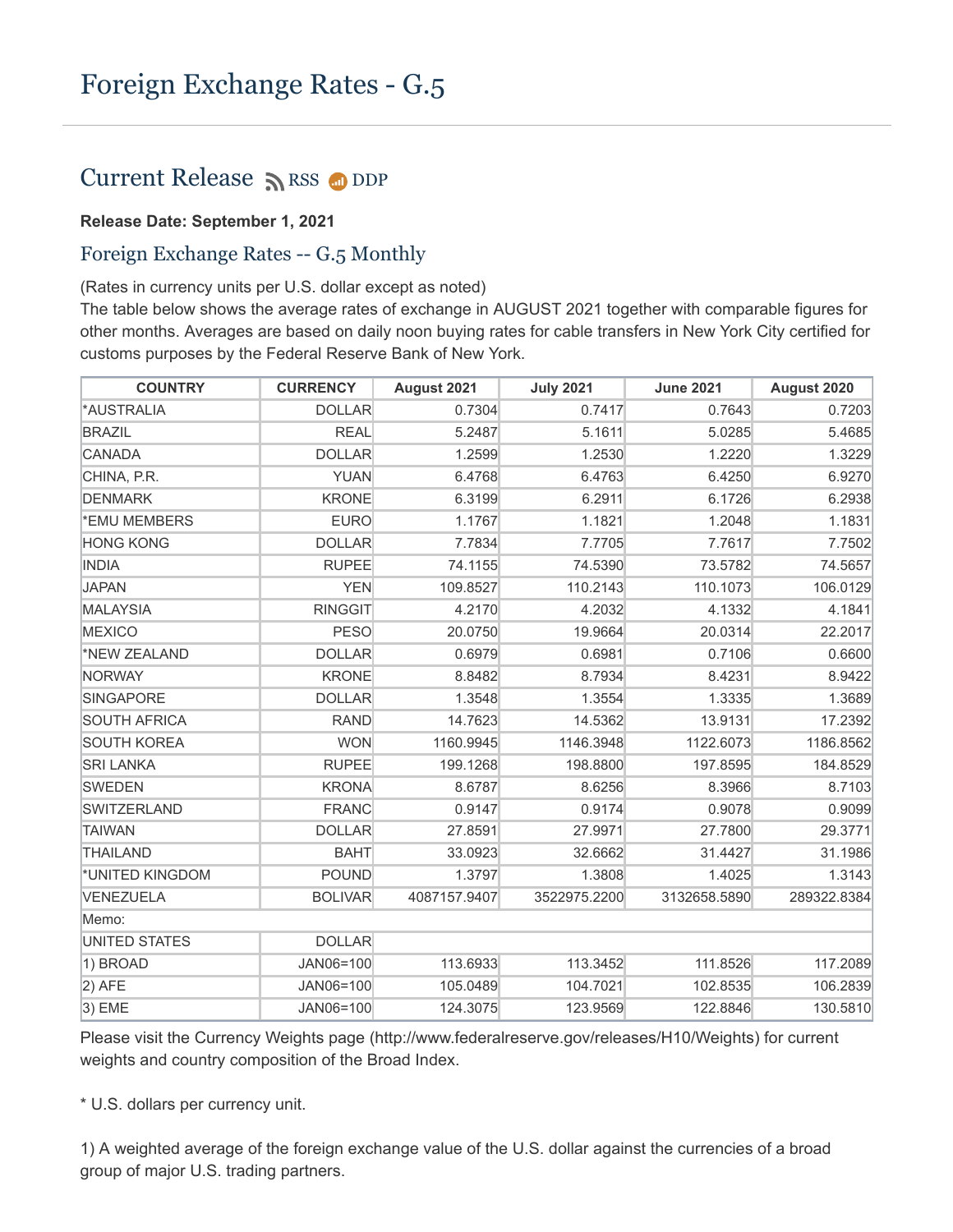# Foreign Exchange Rates - G.5

## Current Release RSS DDP

**Release Date: September 1, 2021**

### Foreign Exchange Rates -- G.5 Monthly

(Rates in currency units per U.S. dollar except as noted)
The table below shows the average rates of exchange in AUGUST 2021 together with comparable figures for other months. Averages are based on daily noon buying rates for cable transfers in New York City certified for customs purposes by the Federal Reserve Bank of New York.

| COUNTRY | CURRENCY | August 2021 | July 2021 | June 2021 | August 2020 |
|---|---|---|---|---|---|
| *AUSTRALIA | DOLLAR | 0.7304 | 0.7417 | 0.7643 | 0.7203 |
| BRAZIL | REAL | 5.2487 | 5.1611 | 5.0285 | 5.4685 |
| CANADA | DOLLAR | 1.2599 | 1.2530 | 1.2220 | 1.3229 |
| CHINA, P.R. | YUAN | 6.4768 | 6.4763 | 6.4250 | 6.9270 |
| DENMARK | KRONE | 6.3199 | 6.2911 | 6.1726 | 6.2938 |
| *EMU MEMBERS | EURO | 1.1767 | 1.1821 | 1.2048 | 1.1831 |
| HONG KONG | DOLLAR | 7.7834 | 7.7705 | 7.7617 | 7.7502 |
| INDIA | RUPEE | 74.1155 | 74.5390 | 73.5782 | 74.5657 |
| JAPAN | YEN | 109.8527 | 110.2143 | 110.1073 | 106.0129 |
| MALAYSIA | RINGGIT | 4.2170 | 4.2032 | 4.1332 | 4.1841 |
| MEXICO | PESO | 20.0750 | 19.9664 | 20.0314 | 22.2017 |
| *NEW ZEALAND | DOLLAR | 0.6979 | 0.6981 | 0.7106 | 0.6600 |
| NORWAY | KRONE | 8.8482 | 8.7934 | 8.4231 | 8.9422 |
| SINGAPORE | DOLLAR | 1.3548 | 1.3554 | 1.3335 | 1.3689 |
| SOUTH AFRICA | RAND | 14.7623 | 14.5362 | 13.9131 | 17.2392 |
| SOUTH KOREA | WON | 1160.9945 | 1146.3948 | 1122.6073 | 1186.8562 |
| SRI LANKA | RUPEE | 199.1268 | 198.8800 | 197.8595 | 184.8529 |
| SWEDEN | KRONA | 8.6787 | 8.6256 | 8.3966 | 8.7103 |
| SWITZERLAND | FRANC | 0.9147 | 0.9174 | 0.9078 | 0.9099 |
| TAIWAN | DOLLAR | 27.8591 | 27.9971 | 27.7800 | 29.3771 |
| THAILAND | BAHT | 33.0923 | 32.6662 | 31.4427 | 31.1986 |
| *UNITED KINGDOM | POUND | 1.3797 | 1.3808 | 1.4025 | 1.3143 |
| VENEZUELA | BOLIVAR | 4087157.9407 | 3522975.2200 | 3132658.5890 | 289322.8384 |
| Memo: | | | | | |
| UNITED STATES | DOLLAR | | | | |
| 1) BROAD | JAN06=100 | 113.6933 | 113.3452 | 111.8526 | 117.2089 |
| 2) AFE | JAN06=100 | 105.0489 | 104.7021 | 102.8535 | 106.2839 |
| 3) EME | JAN06=100 | 124.3075 | 123.9569 | 122.8846 | 130.5810 |

Please visit the Currency Weights page (http://www.federalreserve.gov/releases/H10/Weights) for current weights and country composition of the Broad Index.

* U.S. dollars per currency unit.

1) A weighted average of the foreign exchange value of the U.S. dollar against the currencies of a broad group of major U.S. trading partners.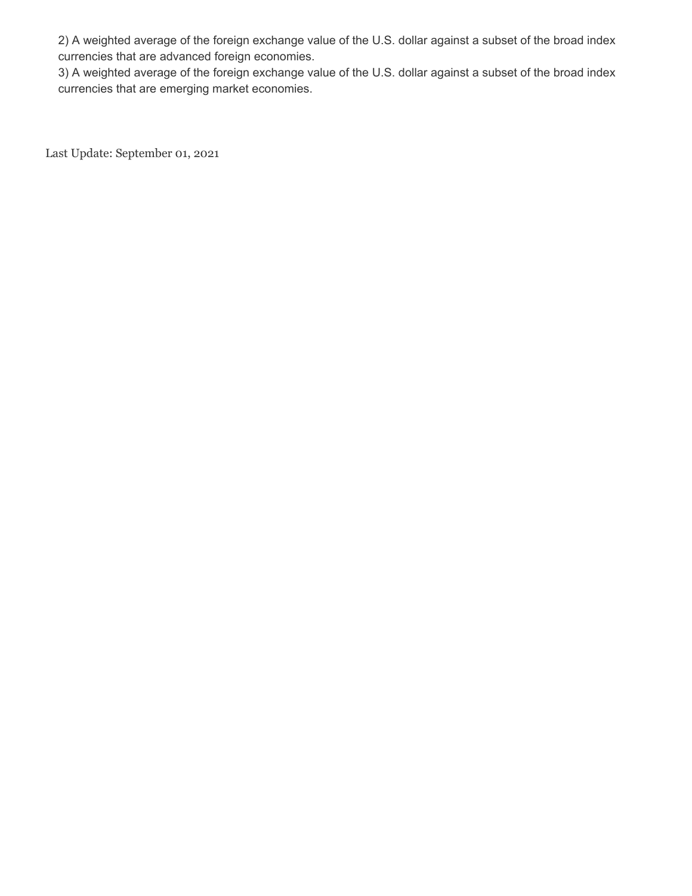2) A weighted average of the foreign exchange value of the U.S. dollar against a subset of the broad index currencies that are advanced foreign economies.
3) A weighted average of the foreign exchange value of the U.S. dollar against a subset of the broad index currencies that are emerging market economies.

Last Update: September 01, 2021